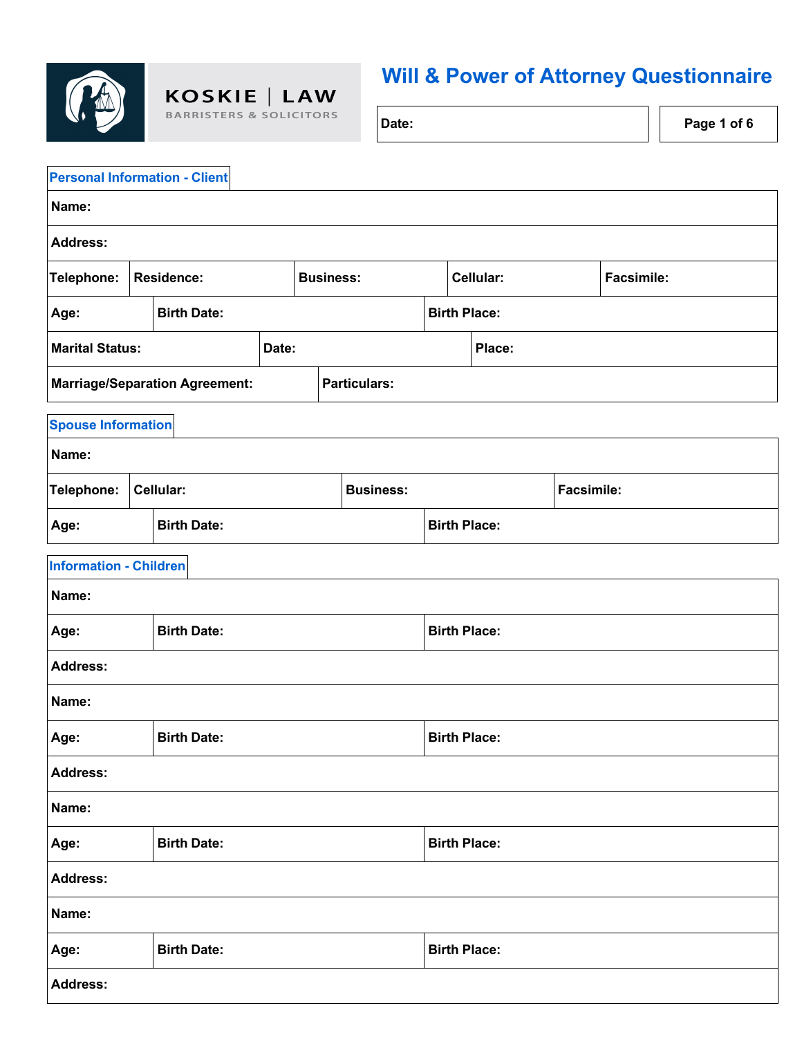KOSKIE | LAW
BARRISTERS & SOLICITORS

# Will & Power of Attorney Questionnaire

**Date:**

## Personal Information - Client

**Name:**

**Address:**

| **Telephone:** | **Residence:** | **Business:** | **Cellular:** | **Facsimile:** |
|---|---|---|---|---|

| **Age:** | **Birth Date:** | **Birth Place:** |
|---|---|---|

| **Marital Status:** | **Date:** | **Place:** |
|---|---|---|

| **Marriage/Separation Agreement:** | **Particulars:** |
|---|---|

## Spouse Information

**Name:**

| **Telephone:** | **Cellular:** | **Business:** | **Facsimile:** |
|---|---|---|---|

| **Age:** | **Birth Date:** | **Birth Place:** |
|---|---|---|

## Information - Children

**Name:**

| **Age:** | **Birth Date:** | **Birth Place:** |
|---|---|---|

**Address:**

**Name:**

| **Age:** | **Birth Date:** | **Birth Place:** |
|---|---|---|

**Address:**

**Name:**

| **Age:** | **Birth Date:** | **Birth Place:** |
|---|---|---|

**Address:**

**Name:**

| **Age:** | **Birth Date:** | **Birth Place:** |
|---|---|---|

**Address:**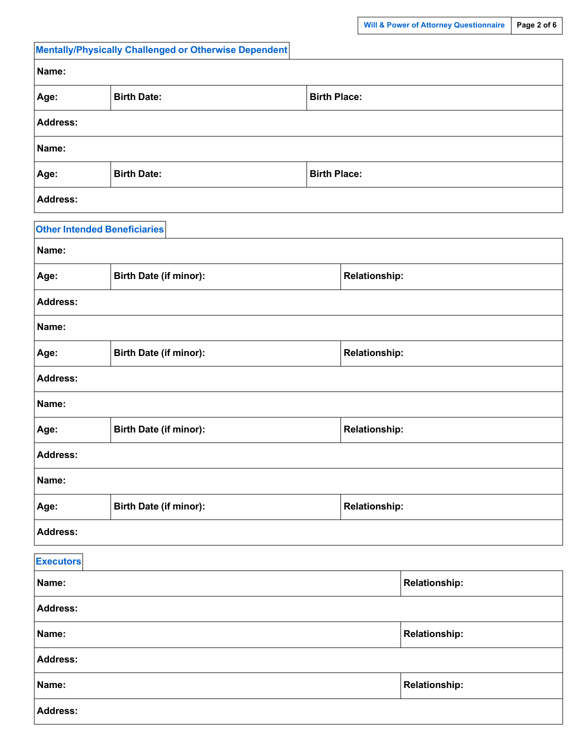## Mentally/Physically Challenged or Otherwise Dependent

| **Name:** | | |
|---|---|---|
| **Age:** | **Birth Date:** | **Birth Place:** |
| **Address:** | | |
| **Name:** | | |
| **Age:** | **Birth Date:** | **Birth Place:** |
| **Address:** | | |

## Other Intended Beneficiaries

| **Name:** | | |
|---|---|---|
| **Age:** | **Birth Date (if minor):** | **Relationship:** |
| **Address:** | | |
| **Name:** | | |
| **Age:** | **Birth Date (if minor):** | **Relationship:** |
| **Address:** | | |
| **Name:** | | |
| **Age:** | **Birth Date (if minor):** | **Relationship:** |
| **Address:** | | |
| **Name:** | | |
| **Age:** | **Birth Date (if minor):** | **Relationship:** |
| **Address:** | | |

## Executors

| **Name:** | **Relationship:** |
|---|---|
| **Address:** | |
| **Name:** | **Relationship:** |
| **Address:** | |
| **Name:** | **Relationship:** |
| **Address:** | |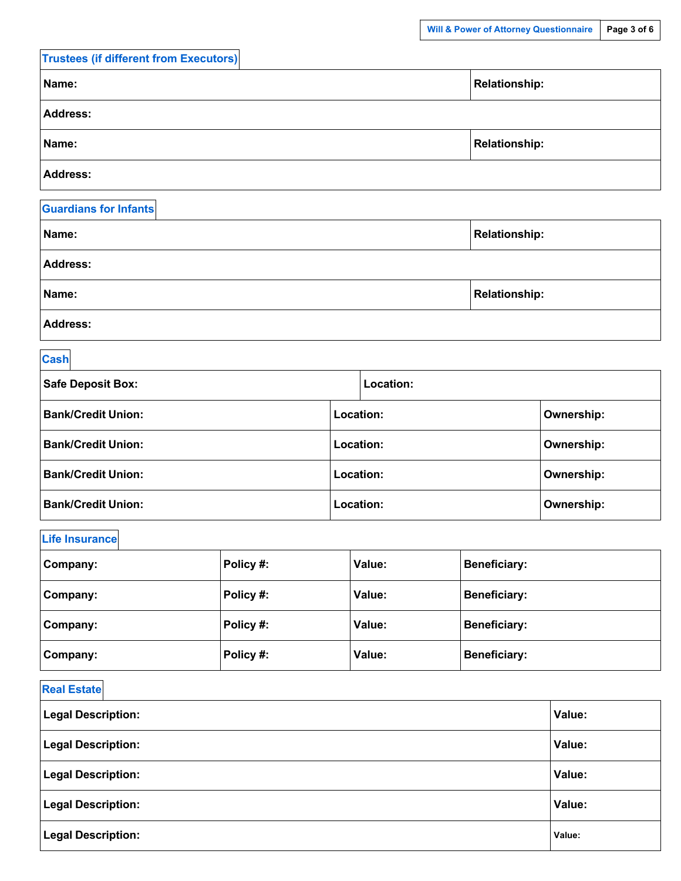## Trustees (if different from Executors)

| Name: | Relationship: |
|---|---|
| Address: | |
| Name: | Relationship: |
| Address: | |

## Guardians for Infants

| Name: | Relationship: |
|---|---|
| Address: | |
| Name: | Relationship: |
| Address: | |

## Cash

| Safe Deposit Box: | Location: | |
|---|---|---|
| Bank/Credit Union: | Location: | Ownership: |
| Bank/Credit Union: | Location: | Ownership: |
| Bank/Credit Union: | Location: | Ownership: |
| Bank/Credit Union: | Location: | Ownership: |

## Life Insurance

| Company: | Policy #: | Value: | Beneficiary: |
|---|---|---|---|
| Company: | Policy #: | Value: | Beneficiary: |
| Company: | Policy #: | Value: | Beneficiary: |
| Company: | Policy #: | Value: | Beneficiary: |

## Real Estate

| Legal Description: | Value: |
|---|---|
| Legal Description: | Value: |
| Legal Description: | Value: |
| Legal Description: | Value: |
| Legal Description: | Value: |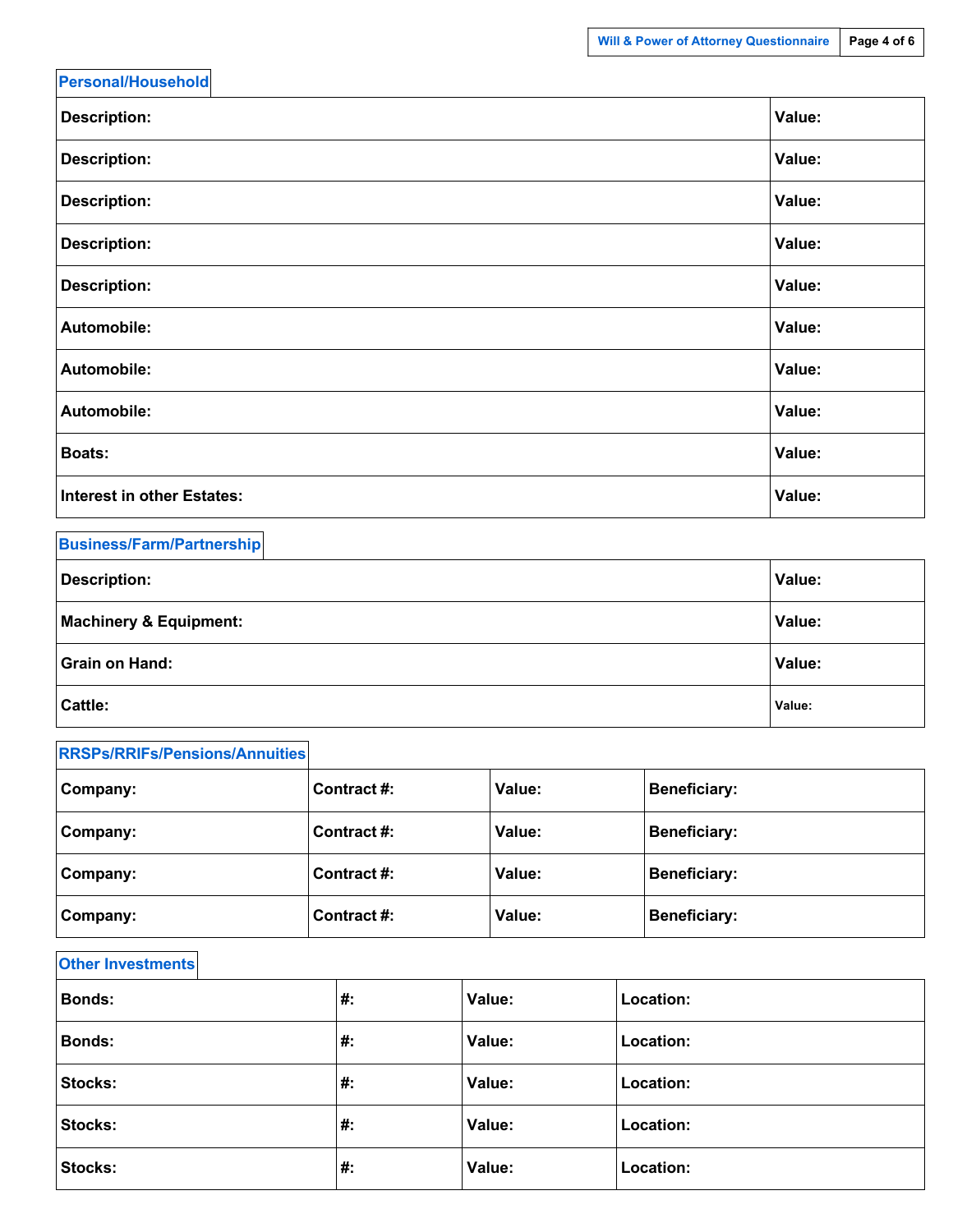## Personal/Household

| | |
|---|---|
| **Description:** | **Value:** |
| **Description:** | **Value:** |
| **Description:** | **Value:** |
| **Description:** | **Value:** |
| **Description:** | **Value:** |
| **Automobile:** | **Value:** |
| **Automobile:** | **Value:** |
| **Automobile:** | **Value:** |
| **Boats:** | **Value:** |
| **Interest in other Estates:** | **Value:** |

## Business/Farm/Partnership

| | |
|---|---|
| **Description:** | **Value:** |
| **Machinery & Equipment:** | **Value:** |
| **Grain on Hand:** | **Value:** |
| **Cattle:** | **Value:** |

## RRSPs/RRIFs/Pensions/Annuities

| | | | |
|---|---|---|---|
| **Company:** | **Contract #:** | **Value:** | **Beneficiary:** |
| **Company:** | **Contract #:** | **Value:** | **Beneficiary:** |
| **Company:** | **Contract #:** | **Value:** | **Beneficiary:** |
| **Company:** | **Contract #:** | **Value:** | **Beneficiary:** |

## Other Investments

| | | | |
|---|---|---|---|
| **Bonds:** | **#:** | **Value:** | **Location:** |
| **Bonds:** | **#:** | **Value:** | **Location:** |
| **Stocks:** | **#:** | **Value:** | **Location:** |
| **Stocks:** | **#:** | **Value:** | **Location:** |
| **Stocks:** | **#:** | **Value:** | **Location:** |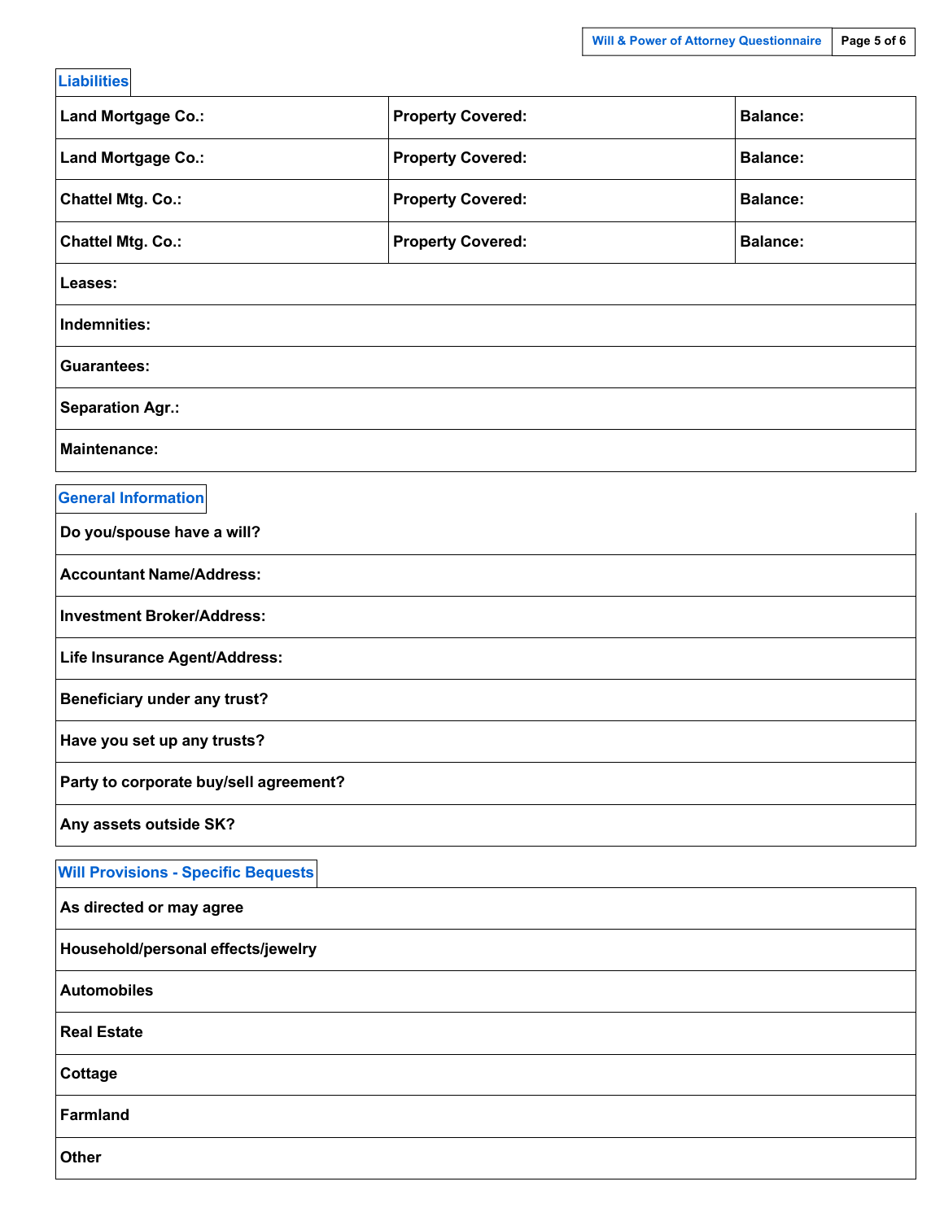## Liabilities

| Land Mortgage Co.: | Property Covered: | Balance: |
|---|---|---|
| Land Mortgage Co.: | Property Covered: | Balance: |
| Chattel Mtg. Co.: | Property Covered: | Balance: |
| Chattel Mtg. Co.: | Property Covered: | Balance: |
| Leases: | | |
| Indemnities: | | |
| Guarantees: | | |
| Separation Agr.: | | |
| Maintenance: | | |

## General Information

| Do you/spouse have a will? |
|---|
| Accountant Name/Address: |
| Investment Broker/Address: |
| Life Insurance Agent/Address: |
| Beneficiary under any trust? |
| Have you set up any trusts? |
| Party to corporate buy/sell agreement? |
| Any assets outside SK? |

## Will Provisions - Specific Bequests

| As directed or may agree |
|---|
| Household/personal effects/jewelry |
| Automobiles |
| Real Estate |
| Cottage |
| Farmland |
| Other |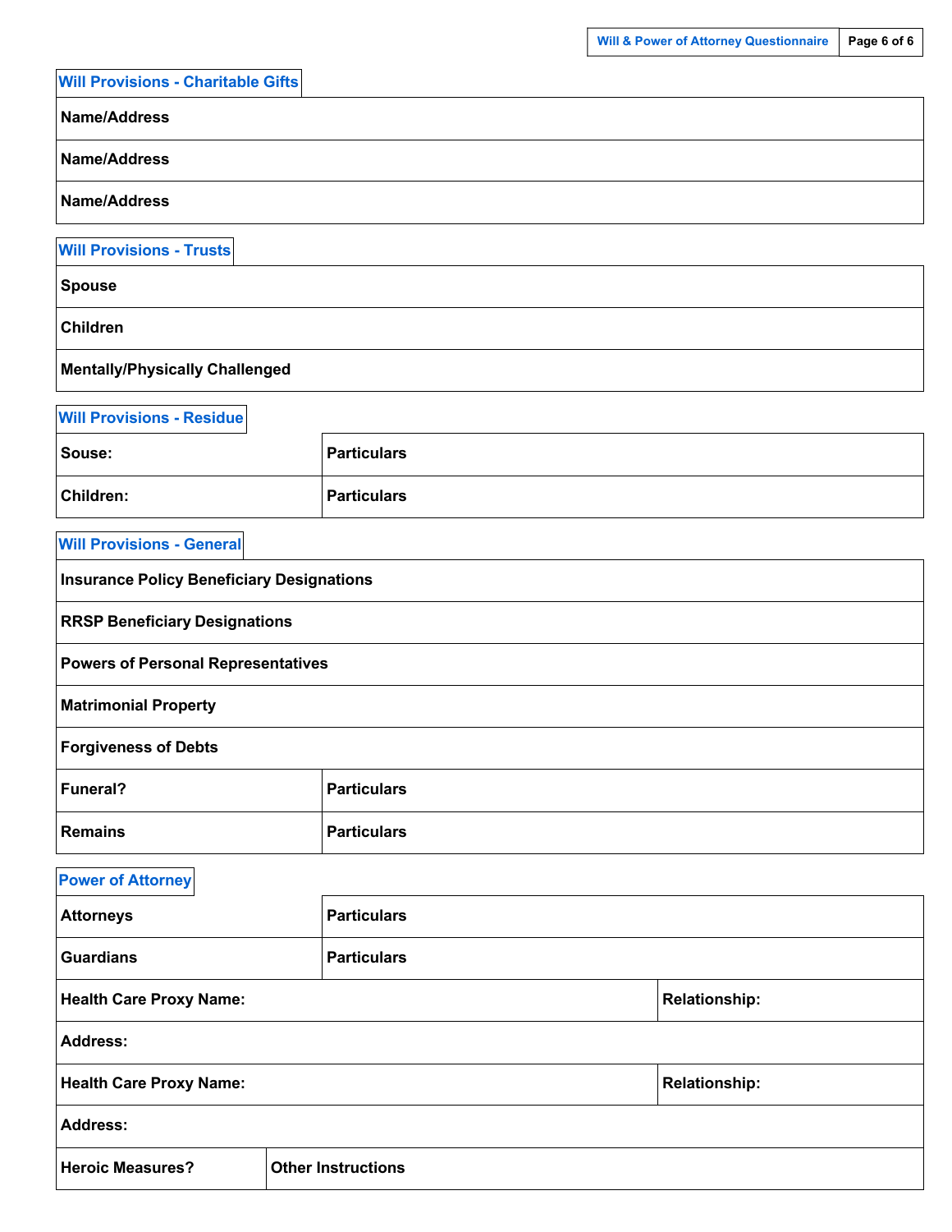## Will Provisions - Charitable Gifts

| |
|---|
| **Name/Address** |
| **Name/Address** |
| **Name/Address** |

## Will Provisions - Trusts

| |
|---|
| **Spouse** |
| **Children** |
| **Mentally/Physically Challenged** |

## Will Provisions - Residue

| | |
|---|---|
| **Souse:** | **Particulars** |
| **Children:** | **Particulars** |

## Will Provisions - General

| | |
|---|---|
| **Insurance Policy Beneficiary Designations** | |
| **RRSP Beneficiary Designations** | |
| **Powers of Personal Representatives** | |
| **Matrimonial Property** | |
| **Forgiveness of Debts** | |
| **Funeral?** | **Particulars** |
| **Remains** | **Particulars** |

## Power of Attorney

| | |
|---|---|
| **Attorneys** | **Particulars** |
| **Guardians** | **Particulars** |
| **Health Care Proxy Name:** | **Relationship:** |
| **Address:** | |
| **Health Care Proxy Name:** | **Relationship:** |
| **Address:** | |
| **Heroic Measures?** | **Other Instructions** |